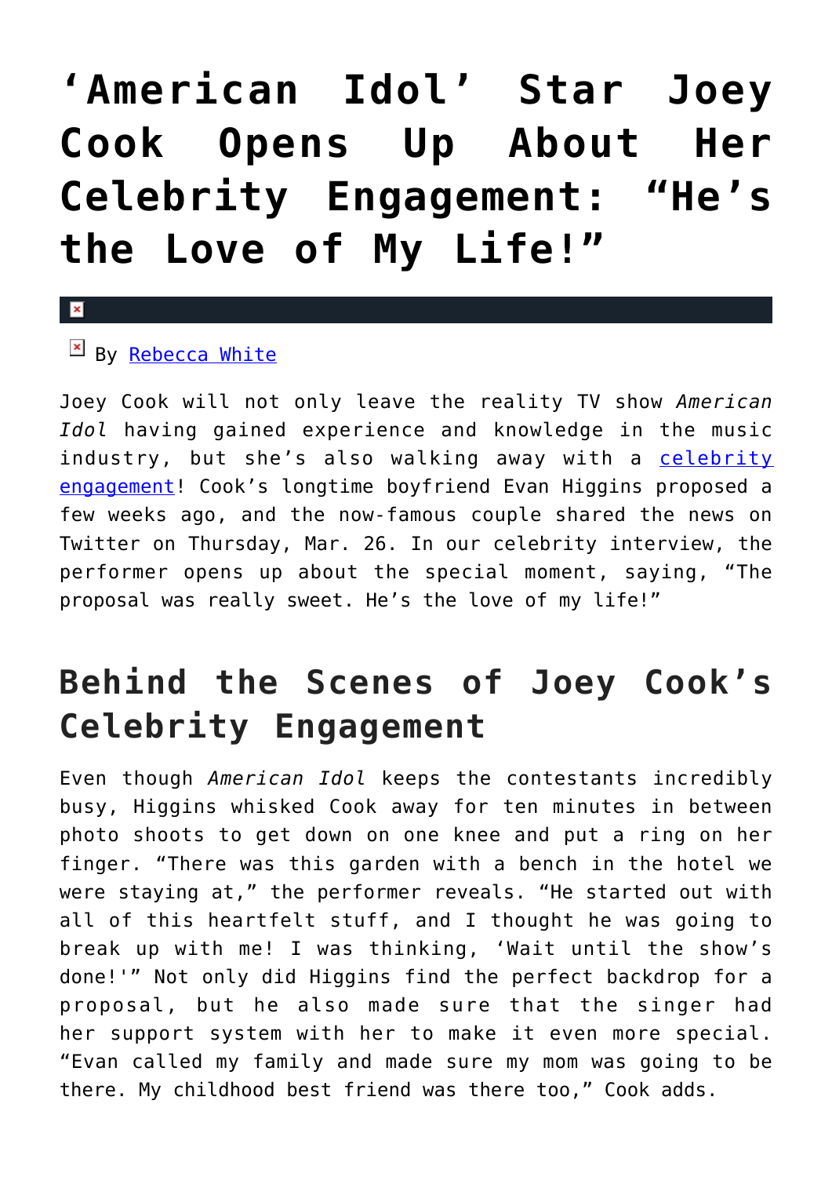# 'American Idol' Star Joey Cook Opens Up About Her Celebrity Engagement: "He's the Love of My Life!"

By Rebecca White

Joey Cook will not only leave the reality TV show *American Idol* having gained experience and knowledge in the music industry, but she's also walking away with a celebrity engagement! Cook's longtime boyfriend Evan Higgins proposed a few weeks ago, and the now-famous couple shared the news on Twitter on Thursday, Mar. 26. In our celebrity interview, the performer opens up about the special moment, saying, "The proposal was really sweet. He's the love of my life!"

## Behind the Scenes of Joey Cook's Celebrity Engagement

Even though *American Idol* keeps the contestants incredibly busy, Higgins whisked Cook away for ten minutes in between photo shoots to get down on one knee and put a ring on her finger. "There was this garden with a bench in the hotel we were staying at," the performer reveals. "He started out with all of this heartfelt stuff, and I thought he was going to break up with me! I was thinking, 'Wait until the show's done!'" Not only did Higgins find the perfect backdrop for a proposal, but he also made sure that the singer had her support system with her to make it even more special. "Evan called my family and made sure my mom was going to be there. My childhood best friend was there too," Cook adds.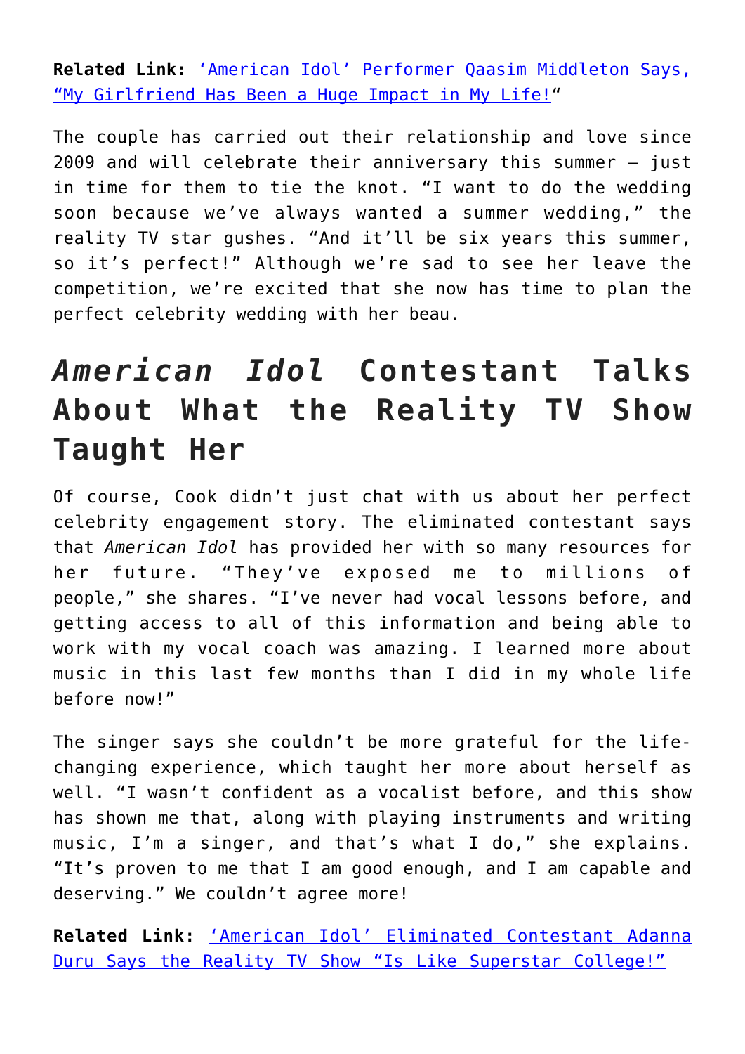**Related Link:** ['American Idol' Performer Qaasim Middleton Says, "My Girlfriend Has Been a Huge Impact in My Life!"]()"

The couple has carried out their relationship and love since 2009 and will celebrate their anniversary this summer — just in time for them to tie the knot. "I want to do the wedding soon because we've always wanted a summer wedding," the reality TV star gushes. "And it'll be six years this summer, so it's perfect!" Although we're sad to see her leave the competition, we're excited that she now has time to plan the perfect celebrity wedding with her beau.

## *American Idol* Contestant Talks About What the Reality TV Show Taught Her

Of course, Cook didn't just chat with us about her perfect celebrity engagement story. The eliminated contestant says that *American Idol* has provided her with so many resources for her future. "They've exposed me to millions of people," she shares. "I've never had vocal lessons before, and getting access to all of this information and being able to work with my vocal coach was amazing. I learned more about music in this last few months than I did in my whole life before now!"

The singer says she couldn't be more grateful for the life-changing experience, which taught her more about herself as well. "I wasn't confident as a vocalist before, and this show has shown me that, along with playing instruments and writing music, I'm a singer, and that's what I do," she explains. "It's proven to me that I am good enough, and I am capable and deserving." We couldn't agree more!

**Related Link:** ['American Idol' Eliminated Contestant Adanna Duru Says the Reality TV Show "Is Like Superstar College!"]()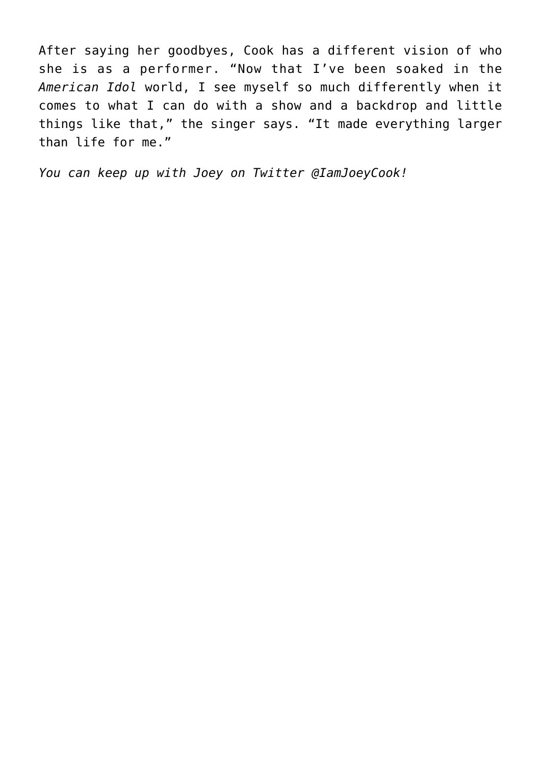After saying her goodbyes, Cook has a different vision of who she is as a performer. “Now that I’ve been soaked in the *American Idol* world, I see myself so much differently when it comes to what I can do with a show and a backdrop and little things like that,” the singer says. “It made everything larger than life for me.”

*You can keep up with Joey on Twitter @IamJoeyCook!*